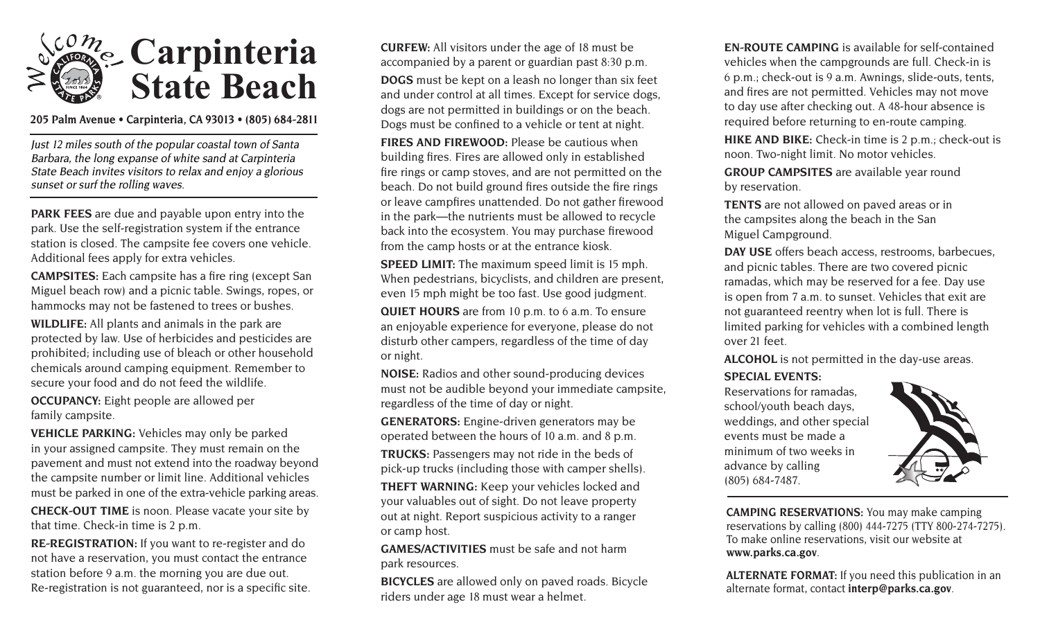# Welcome! Carpinteria State Beach

**205 Palm Avenue • Carpinteria, CA 93013 • (805) 684-2811**

*Just 12 miles south of the popular coastal town of Santa Barbara, the long expanse of white sand at Carpinteria State Beach invites visitors to relax and enjoy a glorious sunset or surf the rolling waves.*

**PARK FEES** are due and payable upon entry into the park. Use the self-registration system if the entrance station is closed. The campsite fee covers one vehicle. Additional fees apply for extra vehicles.

**CAMPSITES:** Each campsite has a fire ring (except San Miguel beach row) and a picnic table. Swings, ropes, or hammocks may not be fastened to trees or bushes.

**WILDLIFE:** All plants and animals in the park are protected by law. Use of herbicides and pesticides are prohibited; including use of bleach or other household chemicals around camping equipment. Remember to secure your food and do not feed the wildlife.

**OCCUPANCY:** Eight people are allowed per family campsite.

**VEHICLE PARKING:** Vehicles may only be parked in your assigned campsite. They must remain on the pavement and must not extend into the roadway beyond the campsite number or limit line. Additional vehicles must be parked in one of the extra-vehicle parking areas.

**CHECK-OUT TIME** is noon. Please vacate your site by that time. Check-in time is 2 p.m.

**RE-REGISTRATION:** If you want to re-register and do not have a reservation, you must contact the entrance station before 9 a.m. the morning you are due out. Re-registration is not guaranteed, nor is a specific site.

**CURFEW:** All visitors under the age of 18 must be accompanied by a parent or guardian past 8:30 p.m.

**DOGS** must be kept on a leash no longer than six feet and under control at all times. Except for service dogs, dogs are not permitted in buildings or on the beach. Dogs must be confined to a vehicle or tent at night.

**FIRES AND FIREWOOD:** Please be cautious when building fires. Fires are allowed only in established fire rings or camp stoves, and are not permitted on the beach. Do not build ground fires outside the fire rings or leave campfires unattended. Do not gather firewood in the park—the nutrients must be allowed to recycle back into the ecosystem. You may purchase firewood from the camp hosts or at the entrance kiosk.

**SPEED LIMIT:** The maximum speed limit is 15 mph. When pedestrians, bicyclists, and children are present, even 15 mph might be too fast. Use good judgment.

**QUIET HOURS** are from 10 p.m. to 6 a.m. To ensure an enjoyable experience for everyone, please do not disturb other campers, regardless of the time of day or night.

**NOISE:** Radios and other sound-producing devices must not be audible beyond your immediate campsite, regardless of the time of day or night.

**GENERATORS:** Engine-driven generators may be operated between the hours of 10 a.m. and 8 p.m.

**TRUCKS:** Passengers may not ride in the beds of pick-up trucks (including those with camper shells).

**THEFT WARNING:** Keep your vehicles locked and your valuables out of sight. Do not leave property out at night. Report suspicious activity to a ranger or camp host.

**GAMES/ACTIVITIES** must be safe and not harm park resources.

**BICYCLES** are allowed only on paved roads. Bicycle riders under age 18 must wear a helmet.

**EN-ROUTE CAMPING** is available for self-contained vehicles when the campgrounds are full. Check-in is 6 p.m.; check-out is 9 a.m. Awnings, slide-outs, tents, and fires are not permitted. Vehicles may not move to day use after checking out. A 48-hour absence is required before returning to en-route camping.

**HIKE AND BIKE:** Check-in time is 2 p.m.; check-out is noon. Two-night limit. No motor vehicles.

**GROUP CAMPSITES** are available year round by reservation.

**TENTS** are not allowed on paved areas or in the campsites along the beach in the San Miguel Campground.

**DAY USE** offers beach access, restrooms, barbecues, and picnic tables. There are two covered picnic ramadas, which may be reserved for a fee. Day use is open from 7 a.m. to sunset. Vehicles that exit are not guaranteed reentry when lot is full. There is limited parking for vehicles with a combined length over 21 feet.

**ALCOHOL** is not permitted in the day-use areas.

**SPECIAL EVENTS:**
Reservations for ramadas, school/youth beach days, weddings, and other special events must be made a minimum of two weeks in advance by calling (805) 684-7487.

**CAMPING RESERVATIONS:** You may make camping reservations by calling (800) 444-7275 (TTY 800-274-7275). To make online reservations, visit our website at **www.parks.ca.gov**.

**ALTERNATE FORMAT:** If you need this publication in an alternate format, contact **interp@parks.ca.gov**.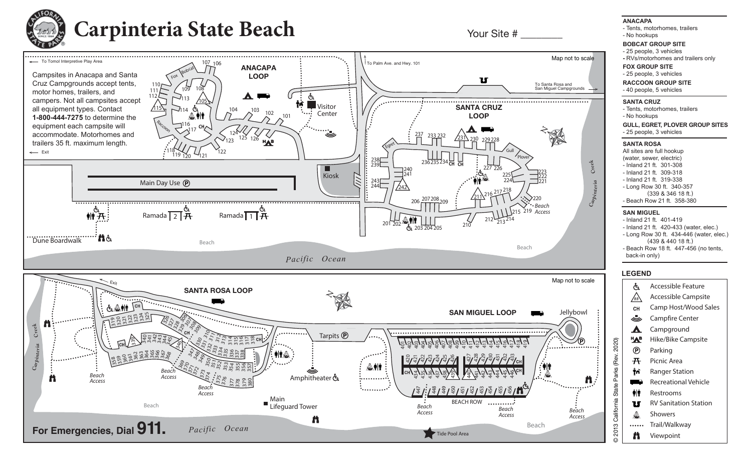# Carpinteria State Beach

Your Site # ________

Map not to scale

Campsites in Anacapa and Santa Cruz Campgrounds accept tents, motor homes, trailers, and campers. Not all campsites accept all equipment types. Contact **1-800-444-7275** to determine the equipment each campsite will accommodate. Motorhomes and trailers 35 ft. maximum length.

ANACAPA LOOP

SANTA CRUZ LOOP

To Tomol Interpretive Play Area

Exit

To Palm Ave. and Hwy. 101

To Santa Rosa and San Miguel Campgrounds

Visitor Center

Kiosk

Main Day Use

Ramada 2

Ramada 1

Dune Boardwalk

Beach

Beach Access

Pacific Ocean

SANTA ROSA LOOP

SAN MIGUEL LOOP

Jellybowl

Tarpits

Amphitheater

Main Lifeguard Tower

BEACH ROW

Tide Pool Area

Carpinteria Creek

**For Emergencies, Dial 911.**

## ANACAPA
- Tents, motorhomes, trailers
- No hookups

## BOBCAT GROUP SITE
- 25 people, 3 vehicles
- RVs/motorhomes and trailers only

## FOX GROUP SITE
- 25 people, 3 vehicles

## RACCOON GROUP SITE
- 40 people, 5 vehicles

## SANTA CRUZ
- Tents, motorhomes, trailers
- No hookups

## GULL, EGRET, PLOVER GROUP SITES
- 25 people, 3 vehicles

## SANTA ROSA
All sites are full hookup (water, sewer, electric)
- Inland 21 ft. 301-308
- Inland 21 ft. 309-318
- Inland 21 ft. 319-338
- Long Row 30 ft. 340-357 (339 & 346 18 ft.)
- Beach Row 21 ft. 358-380

## SAN MIGUEL
- Inland 21 ft. 401-419
- Inland 21 ft. 420-433 (water, elec.)
- Long Row 30 ft. 434-446 (water, elec.) (439 & 440 18 ft.)
- Beach Row 18 ft. 447-456 (no tents, back-in only)

## LEGEND
- Accessible Feature
- Accessible Campsite
- Camp Host/Wood Sales
- Campfire Center
- Campground
- Hike/Bike Campsite
- Parking
- Picnic Area
- Ranger Station
- Recreational Vehicle
- Restrooms
- RV Sanitation Station
- Showers
- Trail/Walkway
- Viewpoint

© 2013 California State Parks (Rev. 2020)